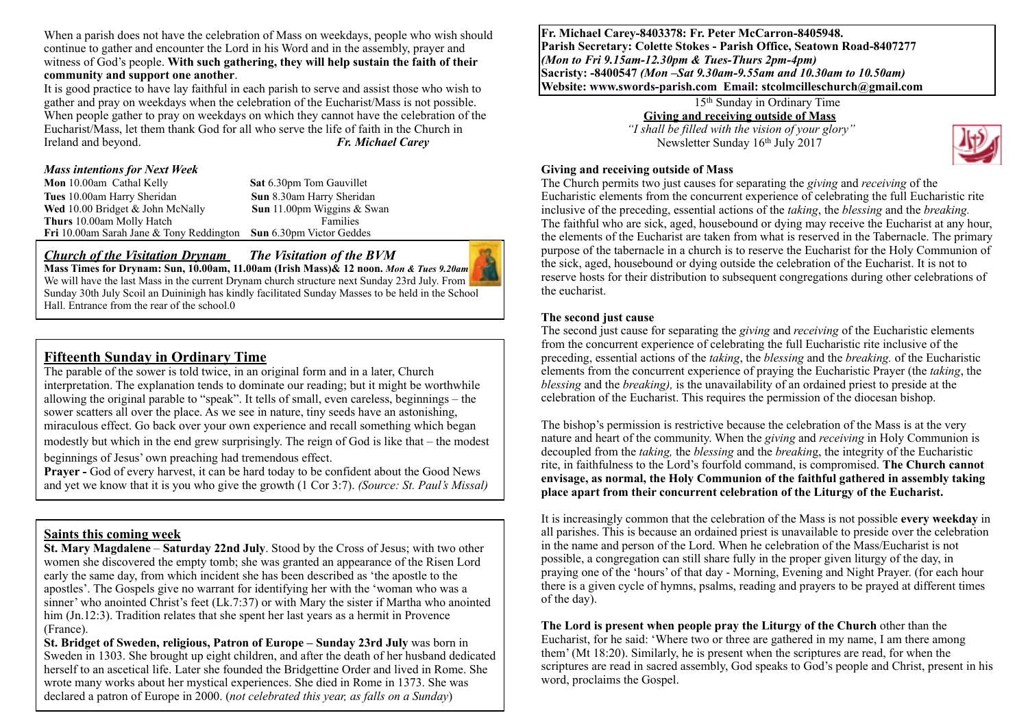When a parish does not have the celebration of Mass on weekdays, people who wish should continue to gather and encounter the Lord in his Word and in the assembly, prayer and witness of God's people. **With such gathering, they will help sustain the faith of their community and support one another**.

It is good practice to have lay faithful in each parish to serve and assist those who wish to gather and pray on weekdays when the celebration of the Eucharist/Mass is not possible. When people gather to pray on weekdays on which they cannot have the celebration of the Eucharist/Mass, let them thank God for all who serve the life of faith in the Church in Ireland and beyond. ***Fr. Michael Carey***

### *Mass intentions for Next Week*

| | |
|---|---|
| **Mon** 10.00am Cathal Kelly | **Sat** 6.30pm Tom Gauvillet |
| **Tues** 10.00am Harry Sheridan | **Sun** 8.30am Harry Sheridan |
| **Wed** 10.00 Bridget & John McNally | **Sun** 11.00pm Wiggins & Swan Families |
| **Thurs** 10.00am Molly Hatch | |
| **Fri** 10.00am Sarah Jane & Tony Reddington | **Sun** 6.30pm Victor Geddes |

### *Church of the Visitation Drynam* *The Visitation of the BVM*

**Mass Times for Drynam: Sun, 10.00am, 11.00am (Irish Mass)& 12 noon.** ***Mon & Tues 9.20am***
We will have the last Mass in the current Drynam church structure next Sunday 23rd July. From Sunday 30th July Scoil an Duininigh has kindly facilitated Sunday Masses to be held in the School Hall. Entrance from the rear of the school.0

## Fifteenth Sunday in Ordinary Time

The parable of the sower is told twice, in an original form and in a later, Church interpretation. The explanation tends to dominate our reading; but it might be worthwhile allowing the original parable to "speak". It tells of small, even careless, beginnings – the sower scatters all over the place. As we see in nature, tiny seeds have an astonishing, miraculous effect. Go back over your own experience and recall something which began modestly but which in the end grew surprisingly. The reign of God is like that – the modest beginnings of Jesus' own preaching had tremendous effect.

**Prayer -** God of every harvest, it can be hard today to be confident about the Good News and yet we know that it is you who give the growth (1 Cor 3:7). *(Source: St. Paul's Missal)*

## Saints this coming week

**St. Mary Magdalene** – **Saturday 22nd July**. Stood by the Cross of Jesus; with two other women she discovered the empty tomb; she was granted an appearance of the Risen Lord early the same day, from which incident she has been described as 'the apostle to the apostles'. The Gospels give no warrant for identifying her with the 'woman who was a sinner' who anointed Christ's feet (Lk.7:37) or with Mary the sister if Martha who anointed him (Jn.12:3). Tradition relates that she spent her last years as a hermit in Provence (France).

**St. Bridget of Sweden, religious, Patron of Europe – Sunday 23rd July** was born in Sweden in 1303. She brought up eight children, and after the death of her husband dedicated herself to an ascetical life. Later she founded the Bridgettine Order and lived in Rome. She wrote many works about her mystical experiences. She died in Rome in 1373. She was declared a patron of Europe in 2000. (*not celebrated this year, as falls on a Sunday*)

**Fr. Michael Carey-8403378: Fr. Peter McCarron-8405948.**
**Parish Secretary: Colette Stokes - Parish Office, Seatown Road-8407277**
***(Mon to Fri 9.15am-12.30pm & Tues-Thurs 2pm-4pm)***
**Sacristy: -8400547** ***(Mon –Sat 9.30am-9.55am and 10.30am to 10.50am)***
**Website: www.swords-parish.com Email: stcolmcilleschurch@gmail.com**

15th Sunday in Ordinary Time

**Giving and receiving outside of Mass**

*"I shall be filled with the vision of your glory"*

Newsletter Sunday 16th July 2017

### Giving and receiving outside of Mass

The Church permits two just causes for separating the *giving* and *receiving* of the Eucharistic elements from the concurrent experience of celebrating the full Eucharistic rite inclusive of the preceding, essential actions of the *taking*, the *blessing* and the *breaking.* The faithful who are sick, aged, housebound or dying may receive the Eucharist at any hour, the elements of the Eucharist are taken from what is reserved in the Tabernacle. The primary purpose of the tabernacle in a church is to reserve the Eucharist for the Holy Communion of the sick, aged, housebound or dying outside the celebration of the Eucharist. It is not to reserve hosts for their distribution to subsequent congregations during other celebrations of the eucharist.

### The second just cause

The second just cause for separating the *giving* and *receiving* of the Eucharistic elements from the concurrent experience of celebrating the full Eucharistic rite inclusive of the preceding, essential actions of the *taking*, the *blessing* and the *breaking.* of the Eucharistic elements from the concurrent experience of praying the Eucharistic Prayer (the *taking*, the *blessing* and the *breaking),* is the unavailability of an ordained priest to preside at the celebration of the Eucharist. This requires the permission of the diocesan bishop.

The bishop's permission is restrictive because the celebration of the Mass is at the very nature and heart of the community. When the *giving* and *receiving* in Holy Communion is decoupled from the *taking,* the *blessing* and the *breakin*g, the integrity of the Eucharistic rite, in faithfulness to the Lord's fourfold command, is compromised. **The Church cannot envisage, as normal, the Holy Communion of the faithful gathered in assembly taking place apart from their concurrent celebration of the Liturgy of the Eucharist.**

It is increasingly common that the celebration of the Mass is not possible **every weekday** in all parishes. This is because an ordained priest is unavailable to preside over the celebration in the name and person of the Lord. When he celebration of the Mass/Eucharist is not possible, a congregation can still share fully in the proper given liturgy of the day, in praying one of the 'hours' of that day - Morning, Evening and Night Prayer. (for each hour there is a given cycle of hymns, psalms, reading and prayers to be prayed at different times of the day).

**The Lord is present when people pray the Liturgy of the Church** other than the Eucharist, for he said: 'Where two or three are gathered in my name, I am there among them' (Mt 18:20). Similarly, he is present when the scriptures are read, for when the scriptures are read in sacred assembly, God speaks to God's people and Christ, present in his word, proclaims the Gospel.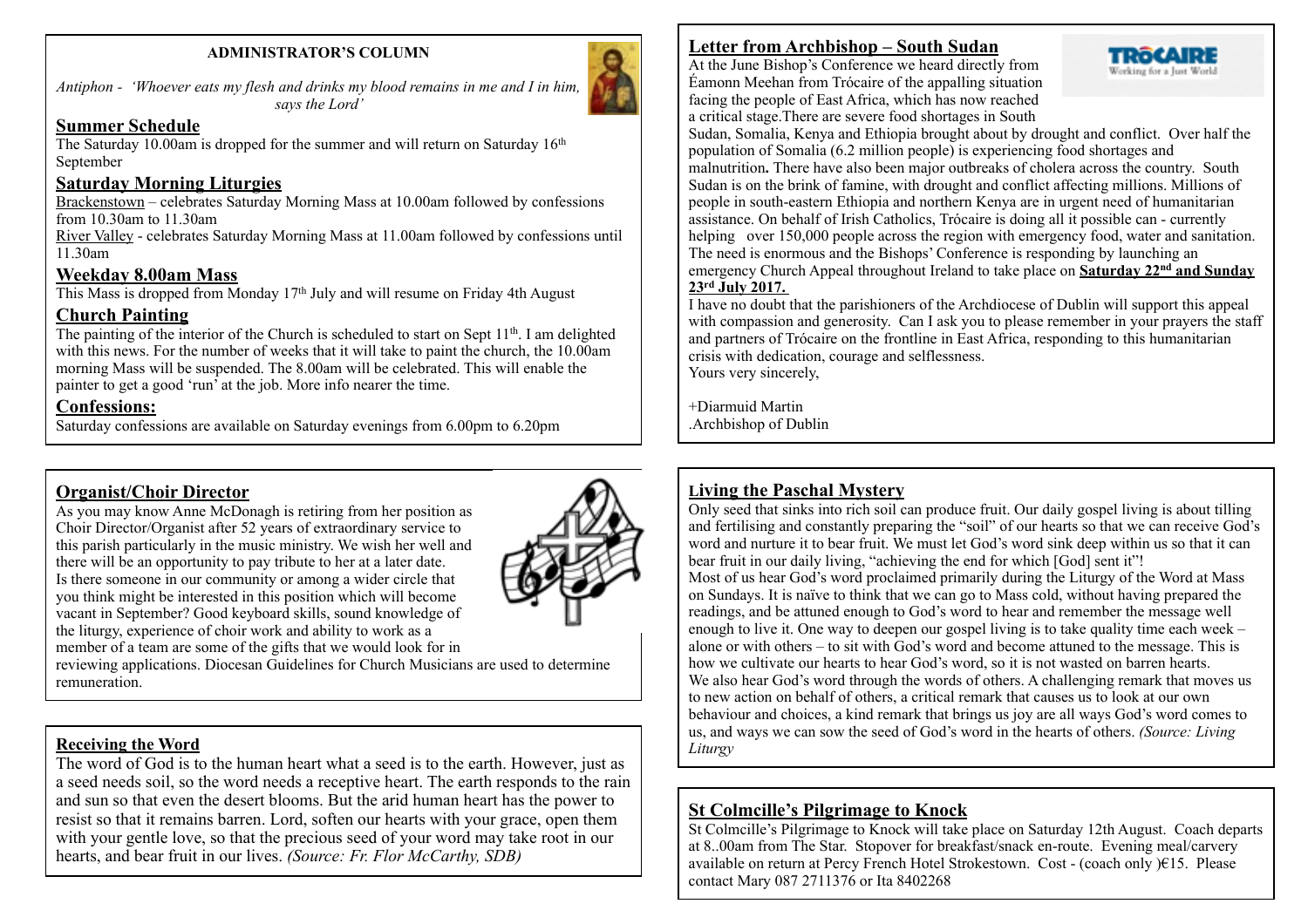**ADMINISTRATOR'S COLUMN**

*Antiphon - 'Whoever eats my flesh and drinks my blood remains in me and I in him, says the Lord'*

## Summer Schedule

The Saturday 10.00am is dropped for the summer and will return on Saturday 16th September

## Saturday Morning Liturgies

Brackenstown – celebrates Saturday Morning Mass at 10.00am followed by confessions from 10.30am to 11.30am

River Valley - celebrates Saturday Morning Mass at 11.00am followed by confessions until 11.30am

## Weekday 8.00am Mass

This Mass is dropped from Monday 17th July and will resume on Friday 4th August

## Church Painting

The painting of the interior of the Church is scheduled to start on Sept 11th. I am delighted with this news. For the number of weeks that it will take to paint the church, the 10.00am morning Mass will be suspended. The 8.00am will be celebrated. This will enable the painter to get a good 'run' at the job. More info nearer the time.

## Confessions:

Saturday confessions are available on Saturday evenings from 6.00pm to 6.20pm

## Organist/Choir Director

As you may know Anne McDonagh is retiring from her position as Choir Director/Organist after 52 years of extraordinary service to this parish particularly in the music ministry. We wish her well and there will be an opportunity to pay tribute to her at a later date.

Is there someone in our community or among a wider circle that you think might be interested in this position which will become vacant in September? Good keyboard skills, sound knowledge of the liturgy, experience of choir work and ability to work as a member of a team are some of the gifts that we would look for in reviewing applications. Diocesan Guidelines for Church Musicians are used to determine remuneration.

## Receiving the Word

The word of God is to the human heart what a seed is to the earth. However, just as a seed needs soil, so the word needs a receptive heart. The earth responds to the rain and sun so that even the desert blooms. But the arid human heart has the power to resist so that it remains barren. Lord, soften our hearts with your grace, open them with your gentle love, so that the precious seed of your word may take root in our hearts, and bear fruit in our lives. *(Source: Fr. Flor McCarthy, SDB)*

## Letter from Archbishop – South Sudan

At the June Bishop's Conference we heard directly from Éamonn Meehan from Trócaire of the appalling situation facing the people of East Africa, which has now reached a critical stage.There are severe food shortages in South Sudan, Somalia, Kenya and Ethiopia brought about by drought and conflict. Over half the population of Somalia (6.2 million people) is experiencing food shortages and malnutrition**.** There have also been major outbreaks of cholera across the country. South Sudan is on the brink of famine, with drought and conflict affecting millions. Millions of people in south-eastern Ethiopia and northern Kenya are in urgent need of humanitarian assistance. On behalf of Irish Catholics, Trócaire is doing all it possible can - currently helping over 150,000 people across the region with emergency food, water and sanitation. The need is enormous and the Bishops' Conference is responding by launching an emergency Church Appeal throughout Ireland to take place on **Saturday 22nd and Sunday 23rd July 2017.**

I have no doubt that the parishioners of the Archdiocese of Dublin will support this appeal with compassion and generosity. Can I ask you to please remember in your prayers the staff and partners of Trócaire on the frontline in East Africa, responding to this humanitarian crisis with dedication, courage and selflessness.

Yours very sincerely,

+Diarmuid Martin
.Archbishop of Dublin

## Living the Paschal Mystery

Only seed that sinks into rich soil can produce fruit. Our daily gospel living is about tilling and fertilising and constantly preparing the "soil" of our hearts so that we can receive God's word and nurture it to bear fruit. We must let God's word sink deep within us so that it can bear fruit in our daily living, "achieving the end for which [God] sent it"!

Most of us hear God's word proclaimed primarily during the Liturgy of the Word at Mass on Sundays. It is naïve to think that we can go to Mass cold, without having prepared the readings, and be attuned enough to God's word to hear and remember the message well enough to live it. One way to deepen our gospel living is to take quality time each week – alone or with others – to sit with God's word and become attuned to the message. This is how we cultivate our hearts to hear God's word, so it is not wasted on barren hearts.

We also hear God's word through the words of others. A challenging remark that moves us to new action on behalf of others, a critical remark that causes us to look at our own behaviour and choices, a kind remark that brings us joy are all ways God's word comes to us, and ways we can sow the seed of God's word in the hearts of others. *(Source: Living Liturgy*

## St Colmcille's Pilgrimage to Knock

St Colmcille's Pilgrimage to Knock will take place on Saturday 12th August. Coach departs at 8..00am from The Star. Stopover for breakfast/snack en-route. Evening meal/carvery available on return at Percy French Hotel Strokestown. Cost - (coach only )€15. Please contact Mary 087 2711376 or Ita 8402268